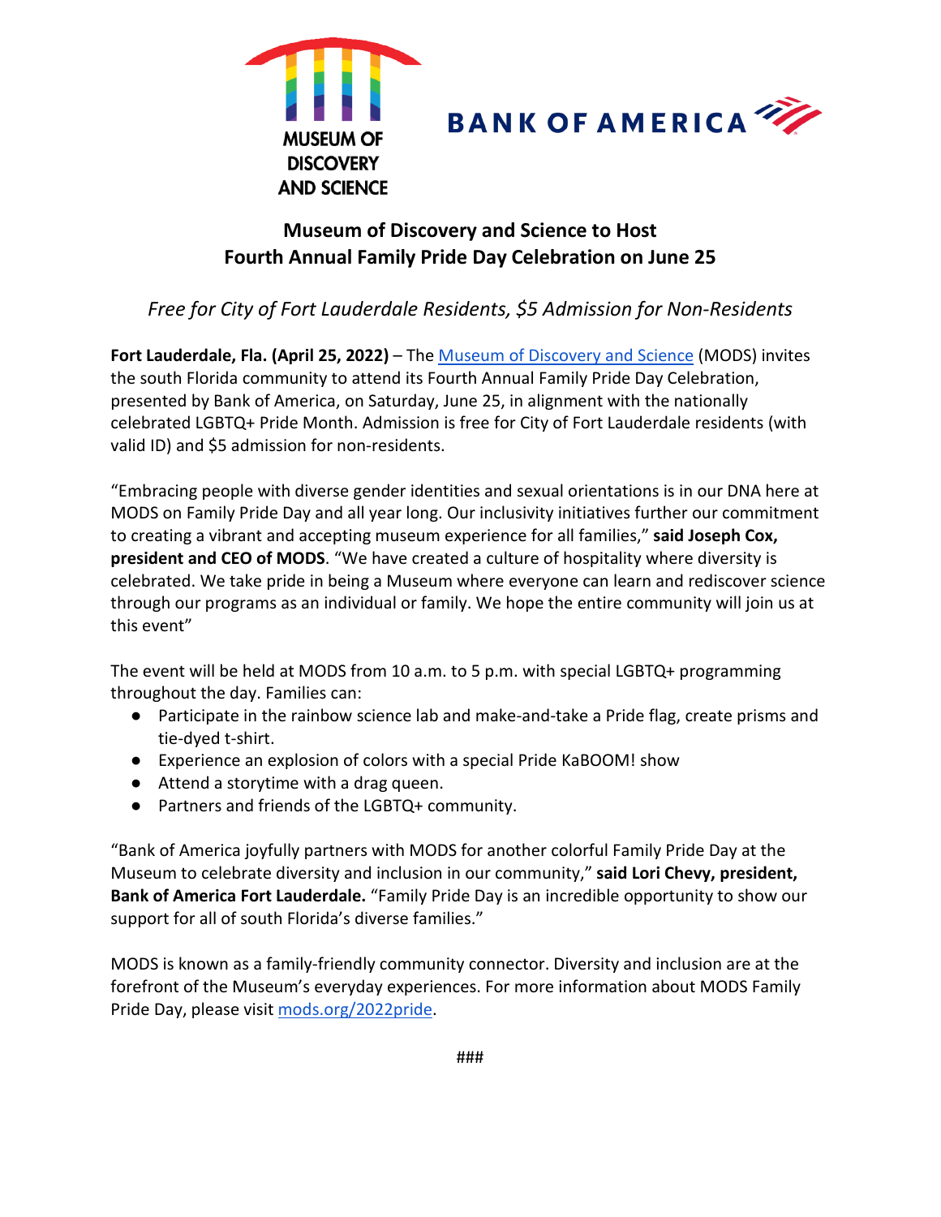MUSEUM OF DISCOVERY AND SCIENCE

BANK OF AMERICA

# Museum of Discovery and Science to Host Fourth Annual Family Pride Day Celebration on June 25

*Free for City of Fort Lauderdale Residents, $5 Admission for Non-Residents*

**Fort Lauderdale, Fla. (April 25, 2022)** – The [Museum of Discovery and Science](https://mods.org) (MODS) invites the south Florida community to attend its Fourth Annual Family Pride Day Celebration, presented by Bank of America, on Saturday, June 25, in alignment with the nationally celebrated LGBTQ+ Pride Month. Admission is free for City of Fort Lauderdale residents (with valid ID) and $5 admission for non-residents.

"Embracing people with diverse gender identities and sexual orientations is in our DNA here at MODS on Family Pride Day and all year long. Our inclusivity initiatives further our commitment to creating a vibrant and accepting museum experience for all families," **said Joseph Cox, president and CEO of MODS**. "We have created a culture of hospitality where diversity is celebrated. We take pride in being a Museum where everyone can learn and rediscover science through our programs as an individual or family. We hope the entire community will join us at this event"

The event will be held at MODS from 10 a.m. to 5 p.m. with special LGBTQ+ programming throughout the day. Families can:

- Participate in the rainbow science lab and make-and-take a Pride flag, create prisms and tie-dyed t-shirt.
- Experience an explosion of colors with a special Pride KaBOOM! show
- Attend a storytime with a drag queen.
- Partners and friends of the LGBTQ+ community.

"Bank of America joyfully partners with MODS for another colorful Family Pride Day at the Museum to celebrate diversity and inclusion in our community," **said Lori Chevy, president, Bank of America Fort Lauderdale.** "Family Pride Day is an incredible opportunity to show our support for all of south Florida's diverse families."

MODS is known as a family-friendly community connector. Diversity and inclusion are at the forefront of the Museum's everyday experiences. For more information about MODS Family Pride Day, please visit [mods.org/2022pride](https://mods.org/2022pride).

###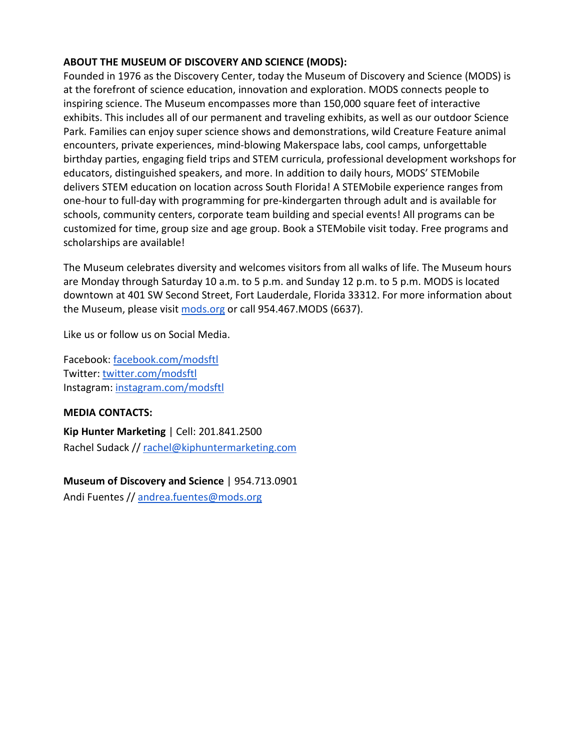**ABOUT THE MUSEUM OF DISCOVERY AND SCIENCE (MODS):**

Founded in 1976 as the Discovery Center, today the Museum of Discovery and Science (MODS) is at the forefront of science education, innovation and exploration. MODS connects people to inspiring science. The Museum encompasses more than 150,000 square feet of interactive exhibits. This includes all of our permanent and traveling exhibits, as well as our outdoor Science Park. Families can enjoy super science shows and demonstrations, wild Creature Feature animal encounters, private experiences, mind-blowing Makerspace labs, cool camps, unforgettable birthday parties, engaging field trips and STEM curricula, professional development workshops for educators, distinguished speakers, and more. In addition to daily hours, MODS' STEMobile delivers STEM education on location across South Florida! A STEMobile experience ranges from one-hour to full-day with programming for pre-kindergarten through adult and is available for schools, community centers, corporate team building and special events! All programs can be customized for time, group size and age group. Book a STEMobile visit today. Free programs and scholarships are available!

The Museum celebrates diversity and welcomes visitors from all walks of life. The Museum hours are Monday through Saturday 10 a.m. to 5 p.m. and Sunday 12 p.m. to 5 p.m. MODS is located downtown at 401 SW Second Street, Fort Lauderdale, Florida 33312. For more information about the Museum, please visit [mods.org](mods.org) or call 954.467.MODS (6637).

Like us or follow us on Social Media.

Facebook: [facebook.com/modsftl](facebook.com/modsftl)
Twitter: [twitter.com/modsftl](twitter.com/modsftl)
Instagram: [instagram.com/modsftl](instagram.com/modsftl)

**MEDIA CONTACTS:**

**Kip Hunter Marketing** | Cell: 201.841.2500
Rachel Sudack // [rachel@kiphuntermarketing.com](mailto:rachel@kiphuntermarketing.com)

**Museum of Discovery and Science** | 954.713.0901
Andi Fuentes // [andrea.fuentes@mods.org](mailto:andrea.fuentes@mods.org)